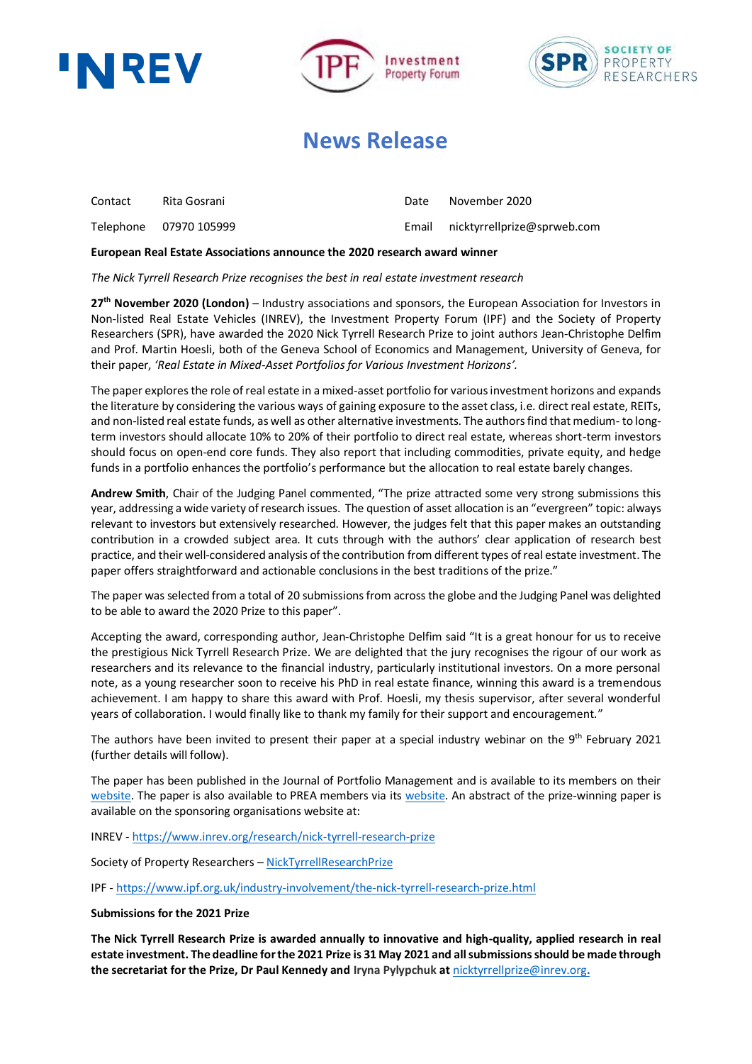# News Release

| Contact | Rita Gosrani | Date | November 2020 |
|---|---|---|---|
| Telephone | 07970 105999 | Email | nicktyrrellprize@sprweb.com |

**European Real Estate Associations announce the 2020 research award winner**

*The Nick Tyrrell Research Prize recognises the best in real estate investment research*

**27th November 2020 (London)** – Industry associations and sponsors, the European Association for Investors in Non-listed Real Estate Vehicles (INREV), the Investment Property Forum (IPF) and the Society of Property Researchers (SPR), have awarded the 2020 Nick Tyrrell Research Prize to joint authors Jean-Christophe Delfim and Prof. Martin Hoesli, both of the Geneva School of Economics and Management, University of Geneva, for their paper, *'Real Estate in Mixed-Asset Portfolios for Various Investment Horizons'.*

The paper explores the role of real estate in a mixed-asset portfolio for various investment horizons and expands the literature by considering the various ways of gaining exposure to the asset class, i.e. direct real estate, REITs, and non-listed real estate funds, as well as other alternative investments. The authors find that medium- to long-term investors should allocate 10% to 20% of their portfolio to direct real estate, whereas short-term investors should focus on open-end core funds. They also report that including commodities, private equity, and hedge funds in a portfolio enhances the portfolio's performance but the allocation to real estate barely changes.

**Andrew Smith**, Chair of the Judging Panel commented, "The prize attracted some very strong submissions this year, addressing a wide variety of research issues. The question of asset allocation is an "evergreen" topic: always relevant to investors but extensively researched. However, the judges felt that this paper makes an outstanding contribution in a crowded subject area. It cuts through with the authors' clear application of research best practice, and their well-considered analysis of the contribution from different types of real estate investment. The paper offers straightforward and actionable conclusions in the best traditions of the prize."

The paper was selected from a total of 20 submissions from across the globe and the Judging Panel was delighted to be able to award the 2020 Prize to this paper".

Accepting the award, corresponding author, Jean-Christophe Delfim said "It is a great honour for us to receive the prestigious Nick Tyrrell Research Prize. We are delighted that the jury recognises the rigour of our work as researchers and its relevance to the financial industry, particularly institutional investors. On a more personal note, as a young researcher soon to receive his PhD in real estate finance, winning this award is a tremendous achievement. I am happy to share this award with Prof. Hoesli, my thesis supervisor, after several wonderful years of collaboration. I would finally like to thank my family for their support and encouragement."

The authors have been invited to present their paper at a special industry webinar on the 9th February 2021 (further details will follow).

The paper has been published in the Journal of Portfolio Management and is available to its members on their website. The paper is also available to PREA members via its website. An abstract of the prize-winning paper is available on the sponsoring organisations website at:

INREV - https://www.inrev.org/research/nick-tyrrell-research-prize

Society of Property Researchers – NickTyrrellResearchPrize

IPF - https://www.ipf.org.uk/industry-involvement/the-nick-tyrrell-research-prize.html

**Submissions for the 2021 Prize**

**The Nick Tyrrell Research Prize is awarded annually to innovative and high-quality, applied research in real estate investment. The deadline for the 2021 Prize is 31 May 2021 and all submissions should be made through the secretariat for the Prize, Dr Paul Kennedy and Iryna Pylypchuk at nicktyrrellprize@inrev.org.**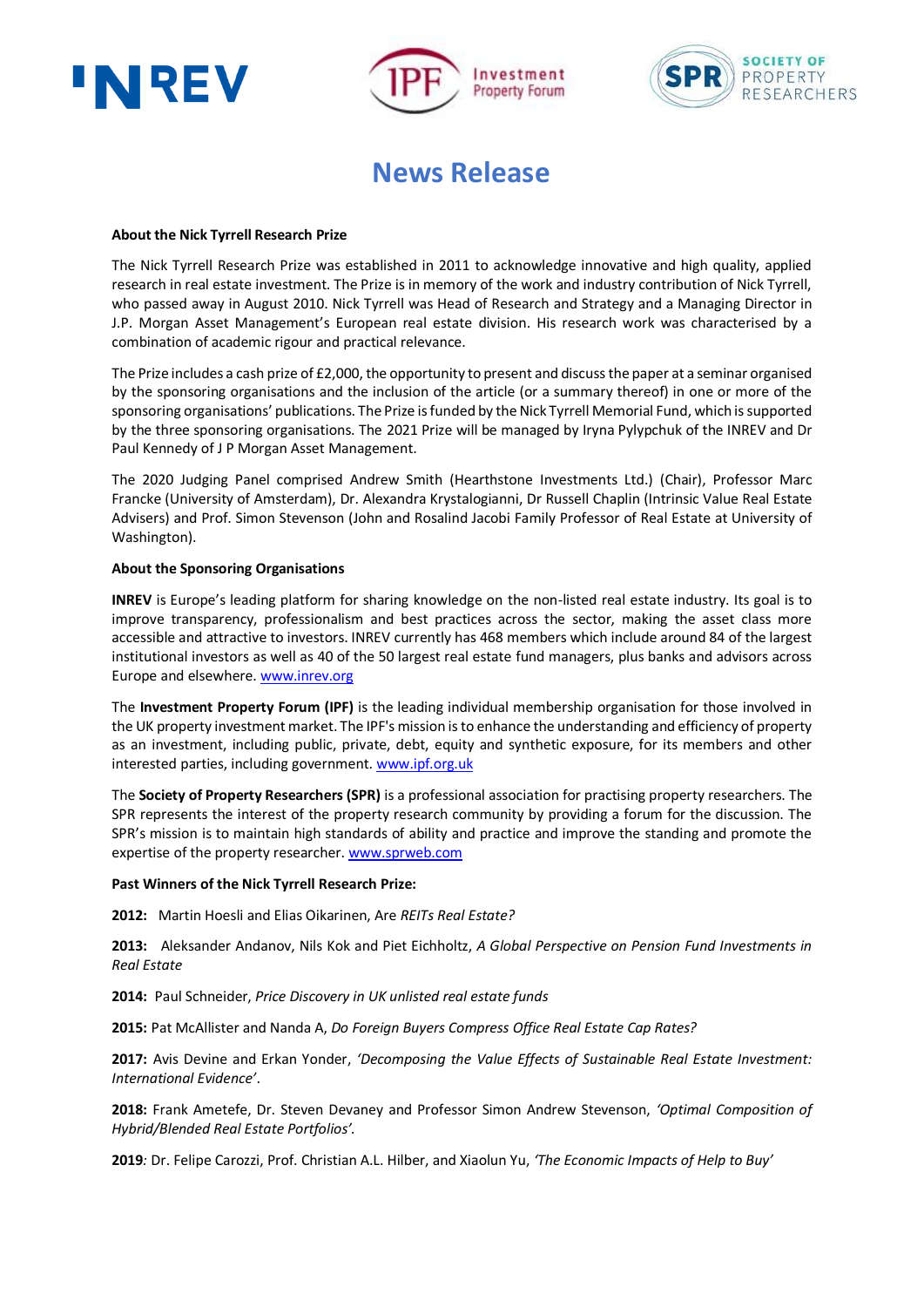# News Release

**About the Nick Tyrrell Research Prize**

The Nick Tyrrell Research Prize was established in 2011 to acknowledge innovative and high quality, applied research in real estate investment. The Prize is in memory of the work and industry contribution of Nick Tyrrell, who passed away in August 2010. Nick Tyrrell was Head of Research and Strategy and a Managing Director in J.P. Morgan Asset Management's European real estate division. His research work was characterised by a combination of academic rigour and practical relevance.

The Prize includes a cash prize of £2,000, the opportunity to present and discuss the paper at a seminar organised by the sponsoring organisations and the inclusion of the article (or a summary thereof) in one or more of the sponsoring organisations' publications. The Prize is funded by the Nick Tyrrell Memorial Fund, which is supported by the three sponsoring organisations. The 2021 Prize will be managed by Iryna Pylypchuk of the INREV and Dr Paul Kennedy of J P Morgan Asset Management.

The 2020 Judging Panel comprised Andrew Smith (Hearthstone Investments Ltd.) (Chair), Professor Marc Francke (University of Amsterdam), Dr. Alexandra Krystalogianni, Dr Russell Chaplin (Intrinsic Value Real Estate Advisers) and Prof. Simon Stevenson (John and Rosalind Jacobi Family Professor of Real Estate at University of Washington).

**About the Sponsoring Organisations**

**INREV** is Europe's leading platform for sharing knowledge on the non-listed real estate industry. Its goal is to improve transparency, professionalism and best practices across the sector, making the asset class more accessible and attractive to investors. INREV currently has 468 members which include around 84 of the largest institutional investors as well as 40 of the 50 largest real estate fund managers, plus banks and advisors across Europe and elsewhere. www.inrev.org

The **Investment Property Forum (IPF)** is the leading individual membership organisation for those involved in the UK property investment market. The IPF's mission is to enhance the understanding and efficiency of property as an investment, including public, private, debt, equity and synthetic exposure, for its members and other interested parties, including government. www.ipf.org.uk

The **Society of Property Researchers (SPR)** is a professional association for practising property researchers. The SPR represents the interest of the property research community by providing a forum for the discussion. The SPR's mission is to maintain high standards of ability and practice and improve the standing and promote the expertise of the property researcher. www.sprweb.com

**Past Winners of the Nick Tyrrell Research Prize:**

**2012:** Martin Hoesli and Elias Oikarinen, *Are REITs Real Estate?*

**2013:** Aleksander Andanov, Nils Kok and Piet Eichholtz, *A Global Perspective on Pension Fund Investments in Real Estate*

**2014:** Paul Schneider, *Price Discovery in UK unlisted real estate funds*

**2015:** Pat McAllister and Nanda A, *Do Foreign Buyers Compress Office Real Estate Cap Rates?*

**2017:** Avis Devine and Erkan Yonder, *'Decomposing the Value Effects of Sustainable Real Estate Investment: International Evidence'*.

**2018:** Frank Ametefe, Dr. Steven Devaney and Professor Simon Andrew Stevenson, *'Optimal Composition of Hybrid/Blended Real Estate Portfolios'.*

**2019***:* Dr. Felipe Carozzi, Prof. Christian A.L. Hilber, and Xiaolun Yu, *'The Economic Impacts of Help to Buy'*